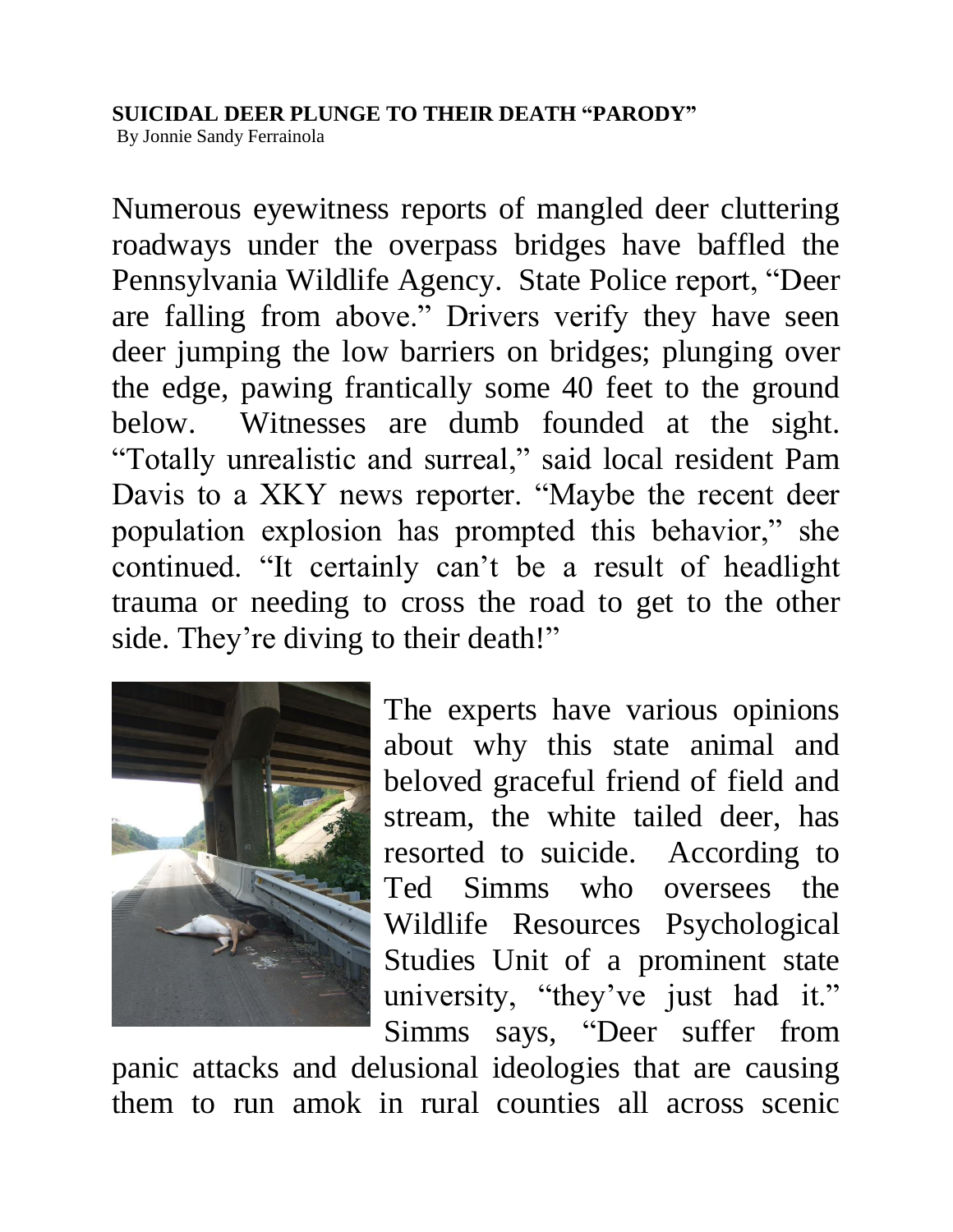**SUICIDAL DEER PLUNGE TO THEIR DEATH "PARODY"**
By Jonnie Sandy Ferrainola

Numerous eyewitness reports of mangled deer cluttering roadways under the overpass bridges have baffled the Pennsylvania Wildlife Agency. State Police report, "Deer are falling from above." Drivers verify they have seen deer jumping the low barriers on bridges; plunging over the edge, pawing frantically some 40 feet to the ground below. Witnesses are dumb founded at the sight. "Totally unrealistic and surreal," said local resident Pam Davis to a XKY news reporter. "Maybe the recent deer population explosion has prompted this behavior," she continued. "It certainly can't be a result of headlight trauma or needing to cross the road to get to the other side. They're diving to their death!"

The experts have various opinions about why this state animal and beloved graceful friend of field and stream, the white tailed deer, has resorted to suicide. According to Ted Simms who oversees the Wildlife Resources Psychological Studies Unit of a prominent state university, "they've just had it." Simms says, "Deer suffer from panic attacks and delusional ideologies that are causing them to run amok in rural counties all across scenic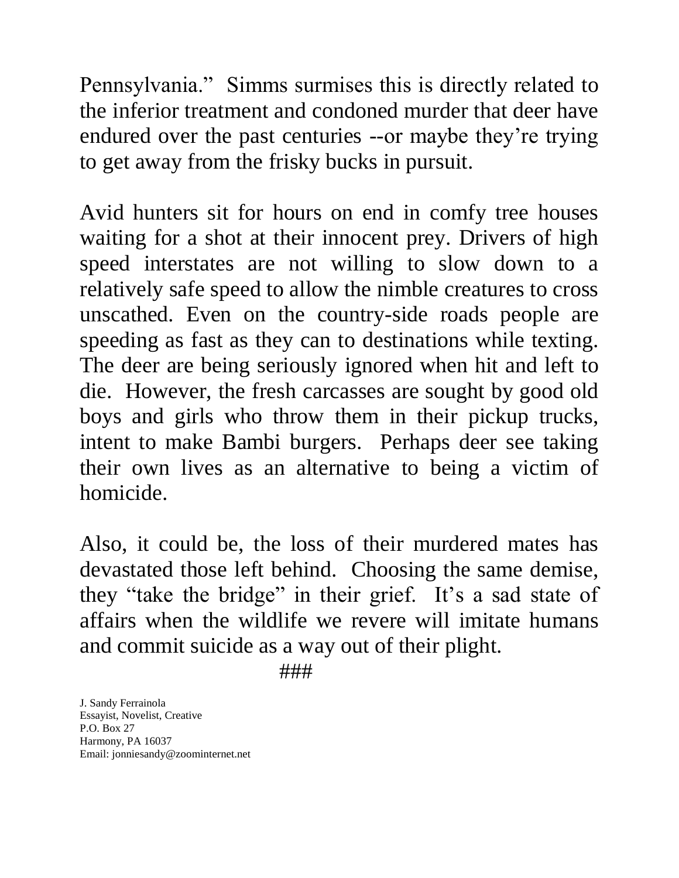Pennsylvania." Simms surmises this is directly related to the inferior treatment and condoned murder that deer have endured over the past centuries --or maybe they're trying to get away from the frisky bucks in pursuit.

Avid hunters sit for hours on end in comfy tree houses waiting for a shot at their innocent prey. Drivers of high speed interstates are not willing to slow down to a relatively safe speed to allow the nimble creatures to cross unscathed. Even on the country-side roads people are speeding as fast as they can to destinations while texting. The deer are being seriously ignored when hit and left to die. However, the fresh carcasses are sought by good old boys and girls who throw them in their pickup trucks, intent to make Bambi burgers. Perhaps deer see taking their own lives as an alternative to being a victim of homicide.

Also, it could be, the loss of their murdered mates has devastated those left behind. Choosing the same demise, they "take the bridge" in their grief. It's a sad state of affairs when the wildlife we revere will imitate humans and commit suicide as a way out of their plight.

###

J. Sandy Ferrainola
Essayist, Novelist, Creative
P.O. Box 27
Harmony, PA 16037
Email: jonniesandy@zoominternet.net